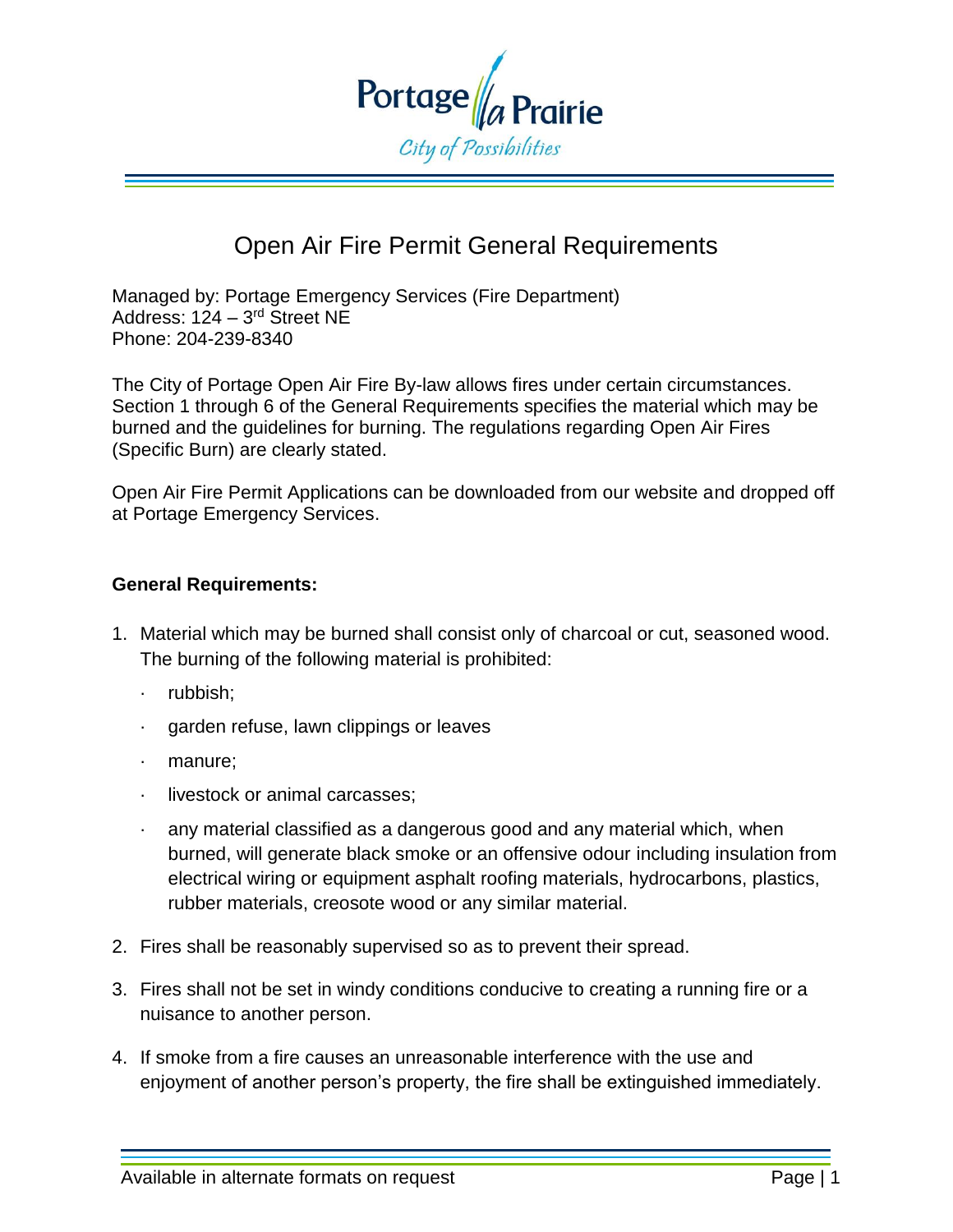# Open Air Fire Permit General Requirements

Managed by: Portage Emergency Services (Fire Department)
Address: 124 – 3rd Street NE
Phone: 204-239-8340

The City of Portage Open Air Fire By-law allows fires under certain circumstances. Section 1 through 6 of the General Requirements specifies the material which may be burned and the guidelines for burning. The regulations regarding Open Air Fires (Specific Burn) are clearly stated.

Open Air Fire Permit Applications can be downloaded from our website and dropped off at Portage Emergency Services.

**General Requirements:**

1. Material which may be burned shall consist only of charcoal or cut, seasoned wood. The burning of the following material is prohibited:
   - rubbish;
   - garden refuse, lawn clippings or leaves
   - manure;
   - livestock or animal carcasses;
   - any material classified as a dangerous good and any material which, when burned, will generate black smoke or an offensive odour including insulation from electrical wiring or equipment asphalt roofing materials, hydrocarbons, plastics, rubber materials, creosote wood or any similar material.
2. Fires shall be reasonably supervised so as to prevent their spread.
3. Fires shall not be set in windy conditions conducive to creating a running fire or a nuisance to another person.
4. If smoke from a fire causes an unreasonable interference with the use and enjoyment of another person's property, the fire shall be extinguished immediately.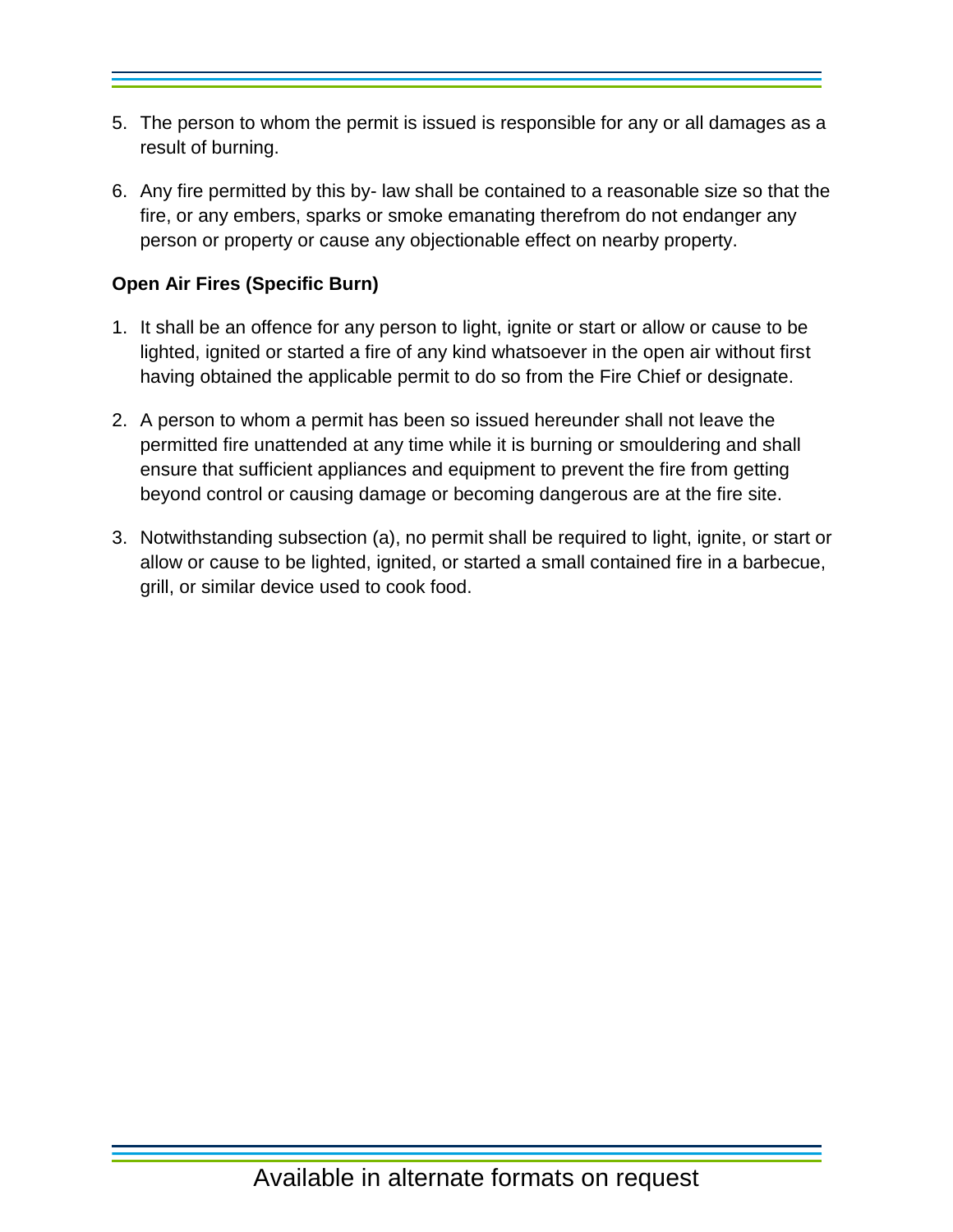5. The person to whom the permit is issued is responsible for any or all damages as a result of burning.

6. Any fire permitted by this by- law shall be contained to a reasonable size so that the fire, or any embers, sparks or smoke emanating therefrom do not endanger any person or property or cause any objectionable effect on nearby property.

**Open Air Fires (Specific Burn)**

1. It shall be an offence for any person to light, ignite or start or allow or cause to be lighted, ignited or started a fire of any kind whatsoever in the open air without first having obtained the applicable permit to do so from the Fire Chief or designate.

2. A person to whom a permit has been so issued hereunder shall not leave the permitted fire unattended at any time while it is burning or smouldering and shall ensure that sufficient appliances and equipment to prevent the fire from getting beyond control or causing damage or becoming dangerous are at the fire site.

3. Notwithstanding subsection (a), no permit shall be required to light, ignite, or start or allow or cause to be lighted, ignited, or started a small contained fire in a barbecue, grill, or similar device used to cook food.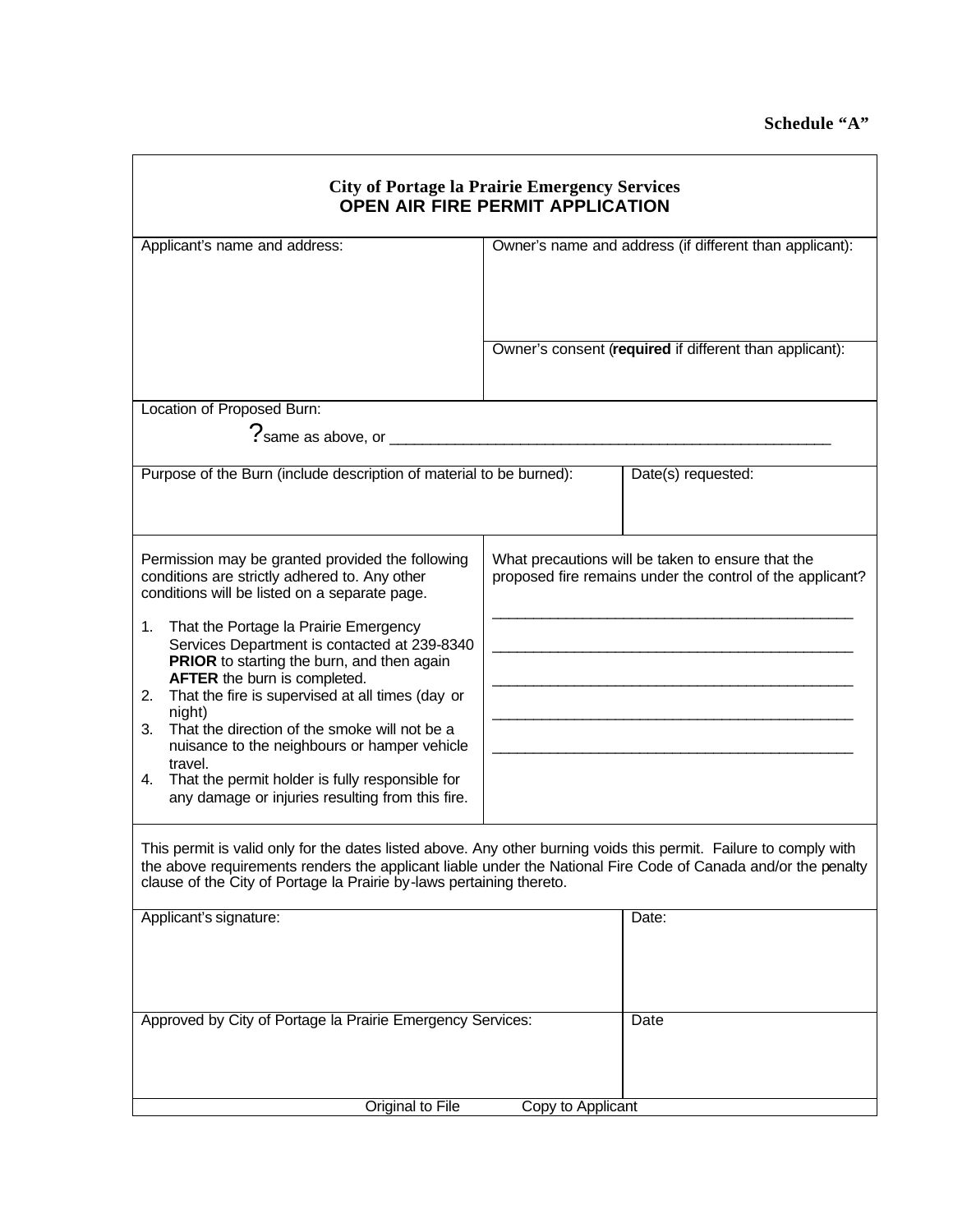**Schedule "A"**

**City of Portage la Prairie Emergency Services**
**OPEN AIR FIRE PERMIT APPLICATION**

| | |
|---|---|
| Applicant's name and address: | Owner's name and address (if different than applicant): |
| | Owner's consent (**required** if different than applicant): |

Location of Proposed Burn:

?same as above, or ______________________________________________________

| | |
|---|---|
| Purpose of the Burn (include description of material to be burned): | Date(s) requested: |

Permission may be granted provided the following conditions are strictly adhered to. Any other conditions will be listed on a separate page.

1. That the Portage la Prairie Emergency Services Department is contacted at 239-8340 **PRIOR** to starting the burn, and then again **AFTER** the burn is completed.
2. That the fire is supervised at all times (day or night)
3. That the direction of the smoke will not be a nuisance to the neighbours or hamper vehicle travel.
4. That the permit holder is fully responsible for any damage or injuries resulting from this fire.

What precautions will be taken to ensure that the proposed fire remains under the control of the applicant?

_____________________________________________

_____________________________________________

_____________________________________________

_____________________________________________

_____________________________________________

This permit is valid only for the dates listed above. Any other burning voids this permit. Failure to comply with the above requirements renders the applicant liable under the National Fire Code of Canada and/or the penalty clause of the City of Portage la Prairie by-laws pertaining thereto.

| | |
|---|---|
| Applicant's signature: | Date: |
| Approved by City of Portage la Prairie Emergency Services: | Date |

Original to File Copy to Applicant